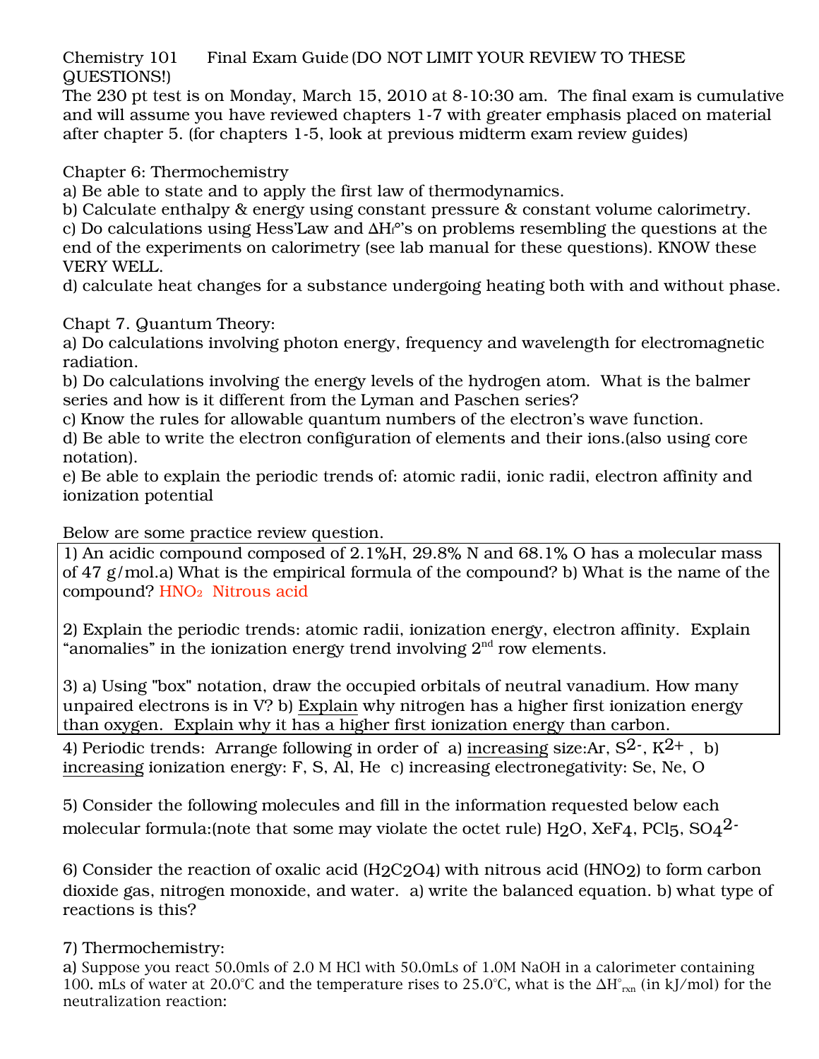Chemistry 101 Final Exam Guide (DO NOT LIMIT YOUR REVIEW TO THESE QUESTIONS!)

The 230 pt test is on Monday, March 15, 2010 at 8-10:30 am. The final exam is cumulative and will assume you have reviewed chapters 1-7 with greater emphasis placed on material after chapter 5. (for chapters 1-5, look at previous midterm exam review guides)

Chapter 6: Thermochemistry

a) Be able to state and to apply the first law of thermodynamics.

b) Calculate enthalpy & energy using constant pressure & constant volume calorimetry.

c) Do calculations using Hess'Law and $\Delta H_f^o$'s on problems resembling the questions at the end of the experiments on calorimetry (see lab manual for these questions). KNOW these VERY WELL.

d) calculate heat changes for a substance undergoing heating both with and without phase.

Chapt 7. Quantum Theory:

a) Do calculations involving photon energy, frequency and wavelength for electromagnetic radiation.

b) Do calculations involving the energy levels of the hydrogen atom. What is the balmer series and how is it different from the Lyman and Paschen series?

c) Know the rules for allowable quantum numbers of the electron's wave function.

d) Be able to write the electron configuration of elements and their ions.(also using core notation).

e) Be able to explain the periodic trends of: atomic radii, ionic radii, electron affinity and ionization potential

Below are some practice review question.

1) An acidic compound composed of 2.1%H, 29.8% N and 68.1% O has a molecular mass of 47 g/mol.a) What is the empirical formula of the compound? b) What is the name of the compound? $HNO_2$ Nitrous acid

2) Explain the periodic trends: atomic radii, ionization energy, electron affinity. Explain "anomalies" in the ionization energy trend involving 2nd row elements.

3) a) Using "box" notation, draw the occupied orbitals of neutral vanadium. How many unpaired electrons is in V? b) Explain why nitrogen has a higher first ionization energy than oxygen. Explain why it has a higher first ionization energy than carbon.

4) Periodic trends: Arrange following in order of a) increasing size:Ar, $S^{2-}$, $K^{2+}$ , b) increasing ionization energy: F, S, Al, He c) increasing electronegativity: Se, Ne, O

5) Consider the following molecules and fill in the information requested below each molecular formula:(note that some may violate the octet rule) $H_2O$, $XeF_4$, $PCl_5$, $SO_4^{2-}$

6) Consider the reaction of oxalic acid ($H_2C_2O_4$) with nitrous acid ($HNO_2$) to form carbon dioxide gas, nitrogen monoxide, and water. a) write the balanced equation. b) what type of reactions is this?

7) Thermochemistry:

a) Suppose you react 50.0mls of 2.0 M HCl with 50.0mLs of 1.0M NaOH in a calorimeter containing 100. mLs of water at 20.0°C and the temperature rises to 25.0°C, what is the $\Delta H^\circ_{rxn}$ (in kJ/mol) for the neutralization reaction: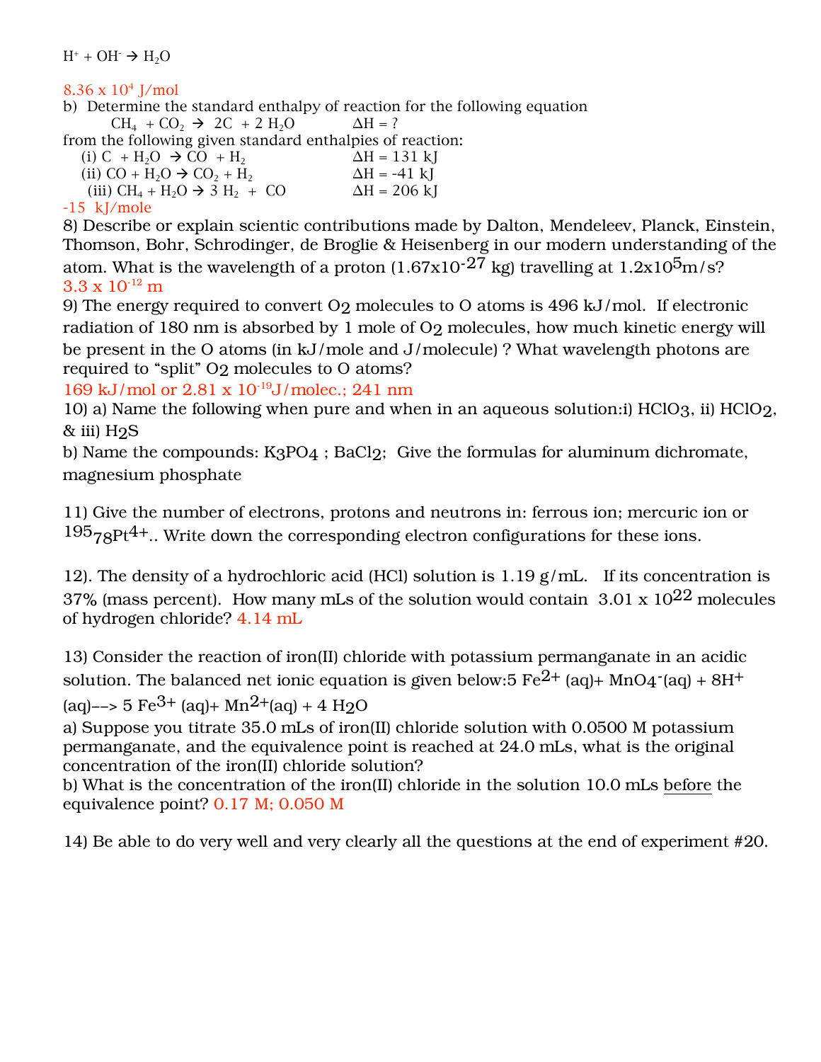$H^+ + OH^- \rightarrow H_2O$

$8.36 \times 10^4$ J/mol

b) Determine the standard enthalpy of reaction for the following equation

$CH_4 + CO_2 \rightarrow 2C + 2\,H_2O \qquad \Delta H = ?$

from the following given standard enthalpies of reaction:

(i) $C + H_2O \rightarrow CO + H_2 \qquad \Delta H = 131$ kJ

(ii) $CO + H_2O \rightarrow CO_2 + H_2 \qquad \Delta H = -41$ kJ

(iii) $CH_4 + H_2O \rightarrow 3\,H_2 + CO \qquad \Delta H = 206$ kJ

-15 kJ/mole

8) Describe or explain scientic contributions made by Dalton, Mendeleev, Planck, Einstein, Thomson, Bohr, Schrodinger, de Broglie & Heisenberg in our modern understanding of the atom. What is the wavelength of a proton ($1.67 \times 10^{-27}$ kg) travelling at $1.2 \times 10^5$ m/s?

$3.3 \times 10^{-12}$ m

9) The energy required to convert $O_2$ molecules to O atoms is 496 kJ/mol. If electronic radiation of 180 nm is absorbed by 1 mole of $O_2$ molecules, how much kinetic energy will be present in the O atoms (in kJ/mole and J/molecule) ? What wavelength photons are required to "split" $O_2$ molecules to O atoms?

169 kJ/mol or $2.81 \times 10^{-19}$J/molec.; 241 nm

10) a) Name the following when pure and when in an aqueous solution:i) $HClO_3$, ii) $HClO_2$, & iii) $H_2S$

b) Name the compounds: $K_3PO_4$ ; $BaCl_2$; Give the formulas for aluminum dichromate, magnesium phosphate

11) Give the number of electrons, protons and neutrons in: ferrous ion; mercuric ion or $^{195}_{78}Pt^{4+}$.. Write down the corresponding electron configurations for these ions.

12). The density of a hydrochloric acid (HCl) solution is 1.19 g/mL. If its concentration is 37% (mass percent). How many mLs of the solution would contain $3.01 \times 10^{22}$ molecules of hydrogen chloride? 4.14 mL

13) Consider the reaction of iron(II) chloride with potassium permanganate in an acidic solution. The balanced net ionic equation is given below:$5\,Fe^{2+}(aq) + MnO_4^-(aq) + 8H^+(aq) \rightarrow 5\,Fe^{3+}(aq) + Mn^{2+}(aq) + 4\,H_2O$

a) Suppose you titrate 35.0 mLs of iron(II) chloride solution with 0.0500 M potassium permanganate, and the equivalence point is reached at 24.0 mLs, what is the original concentration of the iron(II) chloride solution?

b) What is the concentration of the iron(II) chloride in the solution 10.0 mLs before the equivalence point? 0.17 M; 0.050 M

14) Be able to do very well and very clearly all the questions at the end of experiment #20.